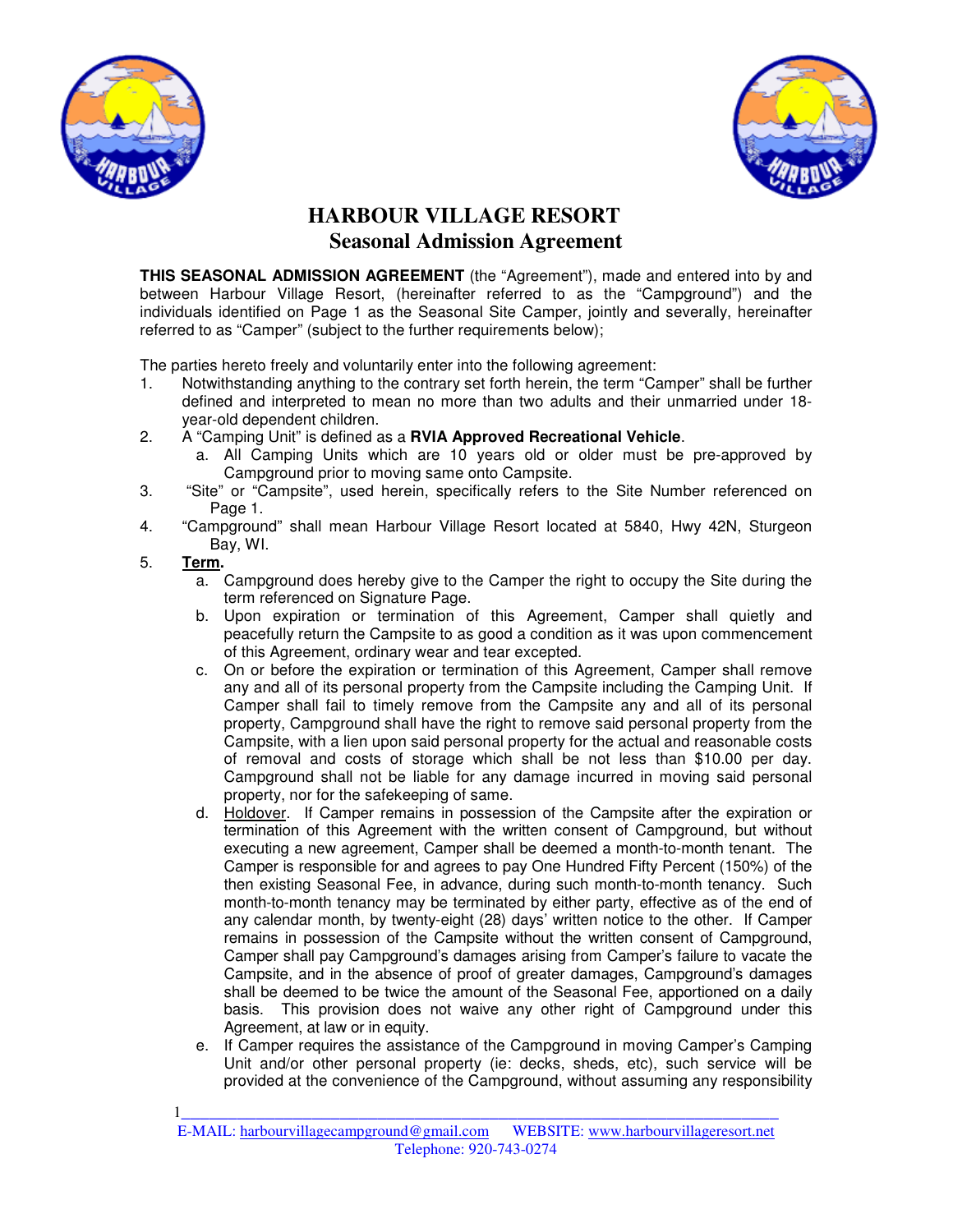# HARBOUR VILLAGE RESORT
## Seasonal Admission Agreement

**THIS SEASONAL ADMISSION AGREEMENT** (the "Agreement"), made and entered into by and between Harbour Village Resort, (hereinafter referred to as the "Campground") and the individuals identified on Page 1 as the Seasonal Site Camper, jointly and severally, hereinafter referred to as "Camper" (subject to the further requirements below);

The parties hereto freely and voluntarily enter into the following agreement:

1. Notwithstanding anything to the contrary set forth herein, the term "Camper" shall be further defined and interpreted to mean no more than two adults and their unmarried under 18-year-old dependent children.
2. A "Camping Unit" is defined as a **RVIA Approved Recreational Vehicle**.
   a. All Camping Units which are 10 years old or older must be pre-approved by Campground prior to moving same onto Campsite.
3. "Site" or "Campsite", used herein, specifically refers to the Site Number referenced on Page 1.
4. "Campground" shall mean Harbour Village Resort located at 5840, Hwy 42N, Sturgeon Bay, WI.
5. **Term.**
   a. Campground does hereby give to the Camper the right to occupy the Site during the term referenced on Signature Page.
   b. Upon expiration or termination of this Agreement, Camper shall quietly and peacefully return the Campsite to as good a condition as it was upon commencement of this Agreement, ordinary wear and tear excepted.
   c. On or before the expiration or termination of this Agreement, Camper shall remove any and all of its personal property from the Campsite including the Camping Unit. If Camper shall fail to timely remove from the Campsite any and all of its personal property, Campground shall have the right to remove said personal property from the Campsite, with a lien upon said personal property for the actual and reasonable costs of removal and costs of storage which shall be not less than $10.00 per day. Campground shall not be liable for any damage incurred in moving said personal property, nor for the safekeeping of same.
   d. Holdover. If Camper remains in possession of the Campsite after the expiration or termination of this Agreement with the written consent of Campground, but without executing a new agreement, Camper shall be deemed a month-to-month tenant. The Camper is responsible for and agrees to pay One Hundred Fifty Percent (150%) of the then existing Seasonal Fee, in advance, during such month-to-month tenancy. Such month-to-month tenancy may be terminated by either party, effective as of the end of any calendar month, by twenty-eight (28) days' written notice to the other. If Camper remains in possession of the Campsite without the written consent of Campground, Camper shall pay Campground's damages arising from Camper's failure to vacate the Campsite, and in the absence of proof of greater damages, Campground's damages shall be deemed to be twice the amount of the Seasonal Fee, apportioned on a daily basis. This provision does not waive any other right of Campground under this Agreement, at law or in equity.
   e. If Camper requires the assistance of the Campground in moving Camper's Camping Unit and/or other personal property (ie: decks, sheds, etc), such service will be provided at the convenience of the Campground, without assuming any responsibility

E-MAIL: harbourvillagecampground@gmail.com WEBSITE: www.harbourvillageresort.net
Telephone: 920-743-0274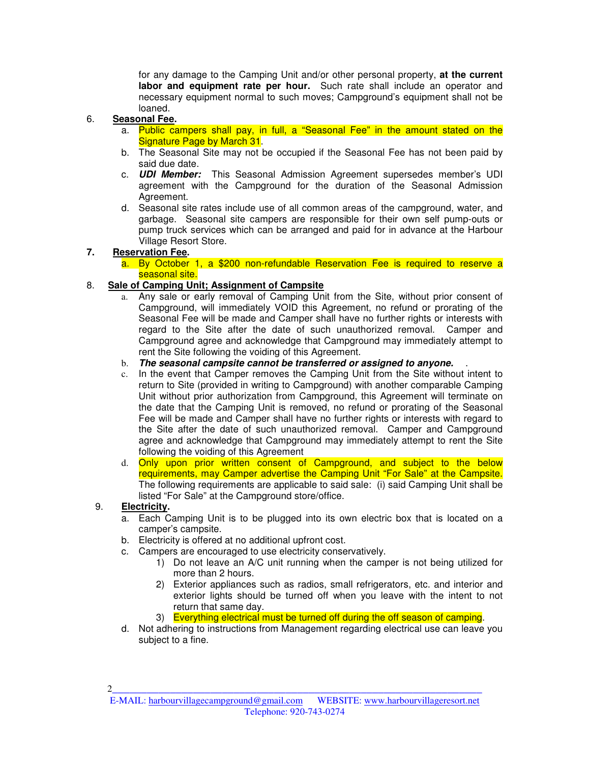for any damage to the Camping Unit and/or other personal property, **at the current labor and equipment rate per hour.** Such rate shall include an operator and necessary equipment normal to such moves; Campground's equipment shall not be loaned.

6. **Seasonal Fee.**
   a. Public campers shall pay, in full, a "Seasonal Fee" in the amount stated on the Signature Page by March 31.
   b. The Seasonal Site may not be occupied if the Seasonal Fee has not been paid by said due date.
   c. ***UDI Member:*** This Seasonal Admission Agreement supersedes member's UDI agreement with the Campground for the duration of the Seasonal Admission Agreement.
   d. Seasonal site rates include use of all common areas of the campground, water, and garbage. Seasonal site campers are responsible for their own self pump-outs or pump truck services which can be arranged and paid for in advance at the Harbour Village Resort Store.

7. **Reservation Fee.**
   a. By October 1, a $200 non-refundable Reservation Fee is required to reserve a seasonal site.

8. **Sale of Camping Unit; Assignment of Campsite**
   a. Any sale or early removal of Camping Unit from the Site, without prior consent of Campground, will immediately VOID this Agreement, no refund or prorating of the Seasonal Fee will be made and Camper shall have no further rights or interests with regard to the Site after the date of such unauthorized removal. Camper and Campground agree and acknowledge that Campground may immediately attempt to rent the Site following the voiding of this Agreement.
   b. ***The seasonal campsite cannot be transferred or assigned to anyone.*** .
   c. In the event that Camper removes the Camping Unit from the Site without intent to return to Site (provided in writing to Campground) with another comparable Camping Unit without prior authorization from Campground, this Agreement will terminate on the date that the Camping Unit is removed, no refund or prorating of the Seasonal Fee will be made and Camper shall have no further rights or interests with regard to the Site after the date of such unauthorized removal. Camper and Campground agree and acknowledge that Campground may immediately attempt to rent the Site following the voiding of this Agreement
   d. Only upon prior written consent of Campground, and subject to the below requirements, may Camper advertise the Camping Unit "For Sale" at the Campsite. The following requirements are applicable to said sale: (i) said Camping Unit shall be listed "For Sale" at the Campground store/office.

9. **Electricity.**
   a. Each Camping Unit is to be plugged into its own electric box that is located on a camper's campsite.
   b. Electricity is offered at no additional upfront cost.
   c. Campers are encouraged to use electricity conservatively.
      1) Do not leave an A/C unit running when the camper is not being utilized for more than 2 hours.
      2) Exterior appliances such as radios, small refrigerators, etc. and interior and exterior lights should be turned off when you leave with the intent to not return that same day.
      3) Everything electrical must be turned off during the off season of camping.
   d. Not adhering to instructions from Management regarding electrical use can leave you subject to a fine.

E-MAIL: harbourvillagecampground@gmail.com WEBSITE: www.harbourvillageresort.net
Telephone: 920-743-0274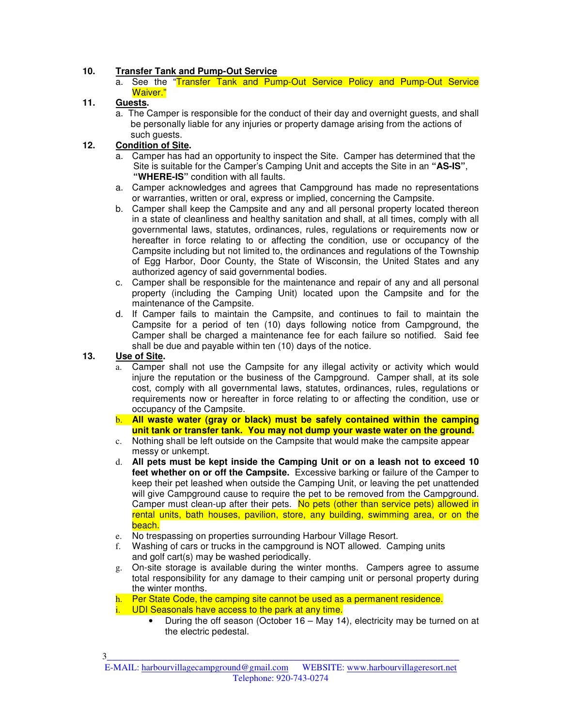10. **Transfer Tank and Pump-Out Service**
    a. See the "Transfer Tank and Pump-Out Service Policy and Pump-Out Service Waiver."

11. **Guests.**
    a. The Camper is responsible for the conduct of their day and overnight guests, and shall be personally liable for any injuries or property damage arising from the actions of such guests.

12. **Condition of Site.**
    a. Camper has had an opportunity to inspect the Site. Camper has determined that the Site is suitable for the Camper's Camping Unit and accepts the Site in an **"AS-IS"**, **"WHERE-IS"** condition with all faults.
    a. Camper acknowledges and agrees that Campground has made no representations or warranties, written or oral, express or implied, concerning the Campsite.
    b. Camper shall keep the Campsite and any and all personal property located thereon in a state of cleanliness and healthy sanitation and shall, at all times, comply with all governmental laws, statutes, ordinances, rules, regulations or requirements now or hereafter in force relating to or affecting the condition, use or occupancy of the Campsite including but not limited to, the ordinances and regulations of the Township of Egg Harbor, Door County, the State of Wisconsin, the United States and any authorized agency of said governmental bodies.
    c. Camper shall be responsible for the maintenance and repair of any and all personal property (including the Camping Unit) located upon the Campsite and for the maintenance of the Campsite.
    d. If Camper fails to maintain the Campsite, and continues to fail to maintain the Campsite for a period of ten (10) days following notice from Campground, the Camper shall be charged a maintenance fee for each failure so notified. Said fee shall be due and payable within ten (10) days of the notice.

13. **Use of Site.**
    a. Camper shall not use the Campsite for any illegal activity or activity which would injure the reputation or the business of the Campground. Camper shall, at its sole cost, comply with all governmental laws, statutes, ordinances, rules, regulations or requirements now or hereafter in force relating to or affecting the condition, use or occupancy of the Campsite.
    b. **All waste water (gray or black) must be safely contained within the camping unit tank or transfer tank. You may not dump your waste water on the ground.**
    c. Nothing shall be left outside on the Campsite that would make the campsite appear messy or unkempt.
    d. **All pets must be kept inside the Camping Unit or on a leash not to exceed 10 feet whether on or off the Campsite.** Excessive barking or failure of the Camper to keep their pet leashed when outside the Camping Unit, or leaving the pet unattended will give Campground cause to require the pet to be removed from the Campground. Camper must clean-up after their pets. No pets (other than service pets) allowed in rental units, bath houses, pavilion, store, any building, swimming area, or on the beach.
    e. No trespassing on properties surrounding Harbour Village Resort.
    f. Washing of cars or trucks in the campground is NOT allowed. Camping units and golf cart(s) may be washed periodically.
    g. On-site storage is available during the winter months. Campers agree to assume total responsibility for any damage to their camping unit or personal property during the winter months.
    h. Per State Code, the camping site cannot be used as a permanent residence.
    i. UDI Seasonals have access to the park at any time.
       - During the off season (October 16 – May 14), electricity may be turned on at the electric pedestal.

E-MAIL: harbourvillagecampground@gmail.com WEBSITE: www.harbourvillageresort.net
Telephone: 920-743-0274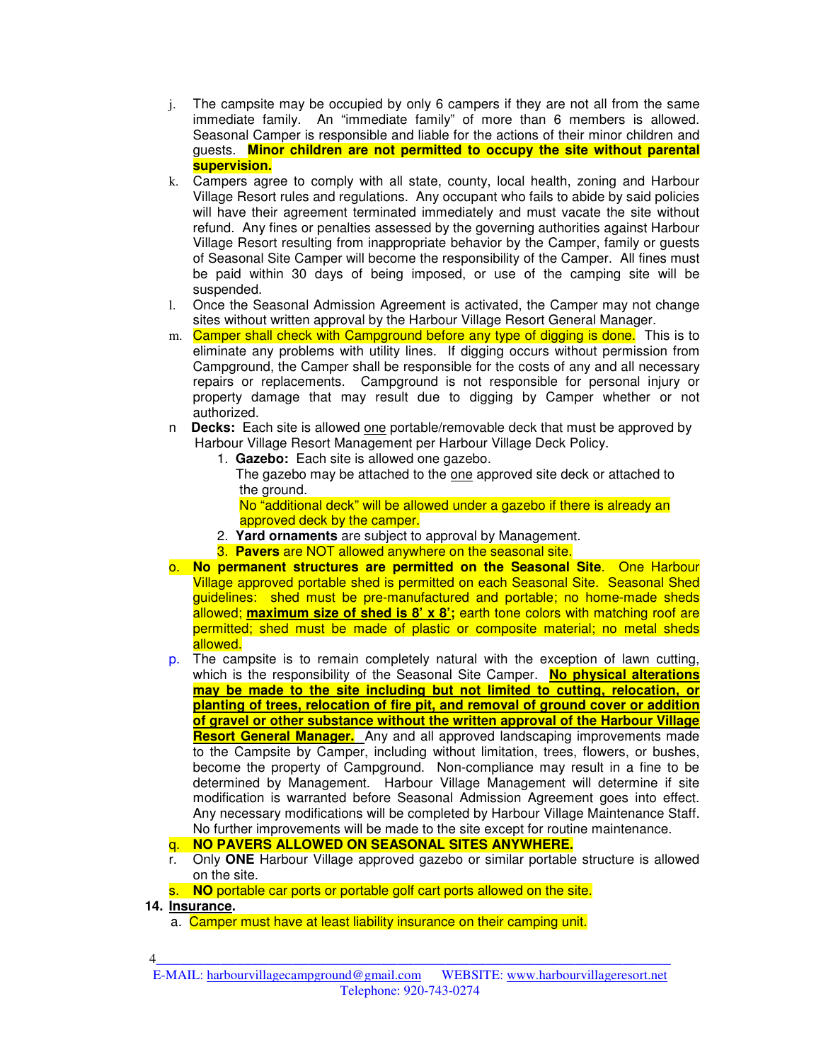j. The campsite may be occupied by only 6 campers if they are not all from the same immediate family. An "immediate family" of more than 6 members is allowed. Seasonal Camper is responsible and liable for the actions of their minor children and guests. **Minor children are not permitted to occupy the site without parental supervision.**

k. Campers agree to comply with all state, county, local health, zoning and Harbour Village Resort rules and regulations. Any occupant who fails to abide by said policies will have their agreement terminated immediately and must vacate the site without refund. Any fines or penalties assessed by the governing authorities against Harbour Village Resort resulting from inappropriate behavior by the Camper, family or guests of Seasonal Site Camper will become the responsibility of the Camper. All fines must be paid within 30 days of being imposed, or use of the camping site will be suspended.

l. Once the Seasonal Admission Agreement is activated, the Camper may not change sites without written approval by the Harbour Village Resort General Manager.

m. Camper shall check with Campground before any type of digging is done. This is to eliminate any problems with utility lines. If digging occurs without permission from Campground, the Camper shall be responsible for the costs of any and all necessary repairs or replacements. Campground is not responsible for personal injury or property damage that may result due to digging by Camper whether or not authorized.

n **Decks:** Each site is allowed one portable/removable deck that must be approved by Harbour Village Resort Management per Harbour Village Deck Policy.

1. **Gazebo:** Each site is allowed one gazebo.
   The gazebo may be attached to the one approved site deck or attached to the ground.
   No "additional deck" will be allowed under a gazebo if there is already an approved deck by the camper.
2. **Yard ornaments** are subject to approval by Management.
3. **Pavers** are NOT allowed anywhere on the seasonal site.

o. **No permanent structures are permitted on the Seasonal Site**. One Harbour Village approved portable shed is permitted on each Seasonal Site. Seasonal Shed guidelines: shed must be pre-manufactured and portable; no home-made sheds allowed; **maximum size of shed is 8' x 8';** earth tone colors with matching roof are permitted; shed must be made of plastic or composite material; no metal sheds allowed.

p. The campsite is to remain completely natural with the exception of lawn cutting, which is the responsibility of the Seasonal Site Camper. **No physical alterations may be made to the site including but not limited to cutting, relocation, or planting of trees, relocation of fire pit, and removal of ground cover or addition of gravel or other substance without the written approval of the Harbour Village Resort General Manager.** Any and all approved landscaping improvements made to the Campsite by Camper, including without limitation, trees, flowers, or bushes, become the property of Campground. Non-compliance may result in a fine to be determined by Management. Harbour Village Management will determine if site modification is warranted before Seasonal Admission Agreement goes into effect. Any necessary modifications will be completed by Harbour Village Maintenance Staff. No further improvements will be made to the site except for routine maintenance.

q. **NO PAVERS ALLOWED ON SEASONAL SITES ANYWHERE.**

r. Only **ONE** Harbour Village approved gazebo or similar portable structure is allowed on the site.

s. **NO** portable car ports or portable golf cart ports allowed on the site.

**14. Insurance.**

a. Camper must have at least liability insurance on their camping unit.

E-MAIL: harbourvillagecampground@gmail.com WEBSITE: www.harbourvillageresort.net
Telephone: 920-743-0274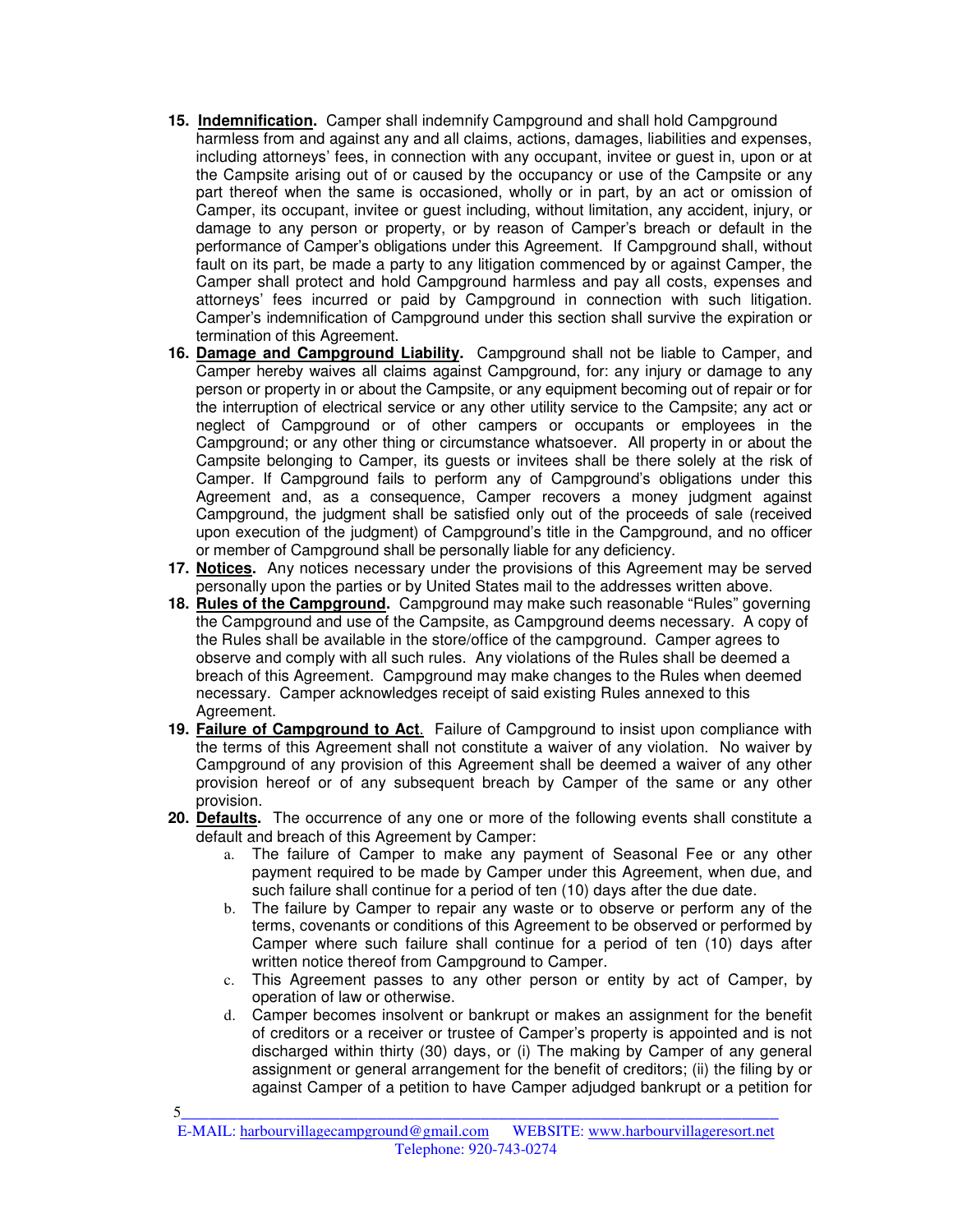15. **Indemnification.** Camper shall indemnify Campground and shall hold Campground harmless from and against any and all claims, actions, damages, liabilities and expenses, including attorneys' fees, in connection with any occupant, invitee or guest in, upon or at the Campsite arising out of or caused by the occupancy or use of the Campsite or any part thereof when the same is occasioned, wholly or in part, by an act or omission of Camper, its occupant, invitee or guest including, without limitation, any accident, injury, or damage to any person or property, or by reason of Camper's breach or default in the performance of Camper's obligations under this Agreement. If Campground shall, without fault on its part, be made a party to any litigation commenced by or against Camper, the Camper shall protect and hold Campground harmless and pay all costs, expenses and attorneys' fees incurred or paid by Campground in connection with such litigation. Camper's indemnification of Campground under this section shall survive the expiration or termination of this Agreement.
16. **Damage and Campground Liability.** Campground shall not be liable to Camper, and Camper hereby waives all claims against Campground, for: any injury or damage to any person or property in or about the Campsite, or any equipment becoming out of repair or for the interruption of electrical service or any other utility service to the Campsite; any act or neglect of Campground or of other campers or occupants or employees in the Campground; or any other thing or circumstance whatsoever. All property in or about the Campsite belonging to Camper, its guests or invitees shall be there solely at the risk of Camper. If Campground fails to perform any of Campground's obligations under this Agreement and, as a consequence, Camper recovers a money judgment against Campground, the judgment shall be satisfied only out of the proceeds of sale (received upon execution of the judgment) of Campground's title in the Campground, and no officer or member of Campground shall be personally liable for any deficiency.
17. **Notices.** Any notices necessary under the provisions of this Agreement may be served personally upon the parties or by United States mail to the addresses written above.
18. **Rules of the Campground.** Campground may make such reasonable "Rules" governing the Campground and use of the Campsite, as Campground deems necessary. A copy of the Rules shall be available in the store/office of the campground. Camper agrees to observe and comply with all such rules. Any violations of the Rules shall be deemed a breach of this Agreement. Campground may make changes to the Rules when deemed necessary. Camper acknowledges receipt of said existing Rules annexed to this Agreement.
19. **Failure of Campground to Act.** Failure of Campground to insist upon compliance with the terms of this Agreement shall not constitute a waiver of any violation. No waiver by Campground of any provision of this Agreement shall be deemed a waiver of any other provision hereof or of any subsequent breach by Camper of the same or any other provision.
20. **Defaults.** The occurrence of any one or more of the following events shall constitute a default and breach of this Agreement by Camper:
    a. The failure of Camper to make any payment of Seasonal Fee or any other payment required to be made by Camper under this Agreement, when due, and such failure shall continue for a period of ten (10) days after the due date.
    b. The failure by Camper to repair any waste or to observe or perform any of the terms, covenants or conditions of this Agreement to be observed or performed by Camper where such failure shall continue for a period of ten (10) days after written notice thereof from Campground to Camper.
    c. This Agreement passes to any other person or entity by act of Camper, by operation of law or otherwise.
    d. Camper becomes insolvent or bankrupt or makes an assignment for the benefit of creditors or a receiver or trustee of Camper's property is appointed and is not discharged within thirty (30) days, or (i) The making by Camper of any general assignment or general arrangement for the benefit of creditors; (ii) the filing by or against Camper of a petition to have Camper adjudged bankrupt or a petition for

E-MAIL: harbourvillagecampground@gmail.com WEBSITE: www.harbourvillageresort.net
Telephone: 920-743-0274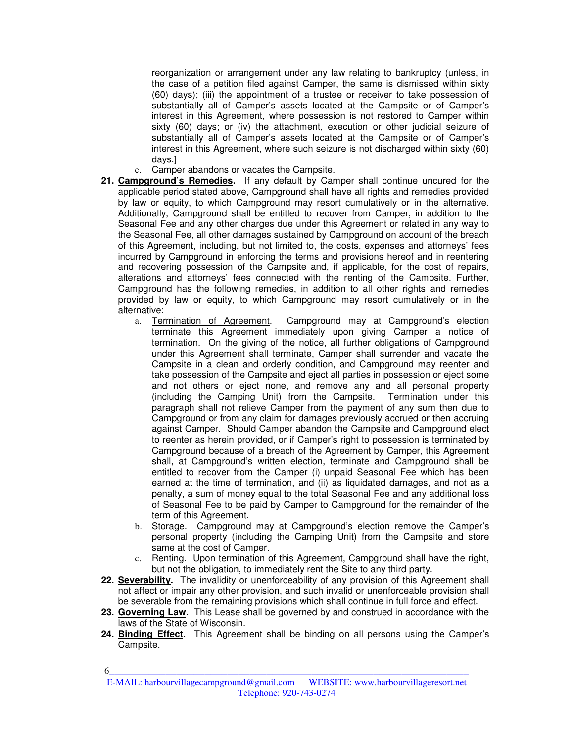reorganization or arrangement under any law relating to bankruptcy (unless, in the case of a petition filed against Camper, the same is dismissed within sixty (60) days); (iii) the appointment of a trustee or receiver to take possession of substantially all of Camper's assets located at the Campsite or of Camper's interest in this Agreement, where possession is not restored to Camper within sixty (60) days; or (iv) the attachment, execution or other judicial seizure of substantially all of Camper's assets located at the Campsite or of Camper's interest in this Agreement, where such seizure is not discharged within sixty (60) days.]

   e. Camper abandons or vacates the Campsite.

21. **<u>Campground's Remedies</u>.** If any default by Camper shall continue uncured for the applicable period stated above, Campground shall have all rights and remedies provided by law or equity, to which Campground may resort cumulatively or in the alternative. Additionally, Campground shall be entitled to recover from Camper, in addition to the Seasonal Fee and any other charges due under this Agreement or related in any way to the Seasonal Fee, all other damages sustained by Campground on account of the breach of this Agreement, including, but not limited to, the costs, expenses and attorneys' fees incurred by Campground in enforcing the terms and provisions hereof and in reentering and recovering possession of the Campsite and, if applicable, for the cost of repairs, alterations and attorneys' fees connected with the renting of the Campsite. Further, Campground has the following remedies, in addition to all other rights and remedies provided by law or equity, to which Campground may resort cumulatively or in the alternative:
   a. <u>Termination of Agreement</u>. Campground may at Campground's election terminate this Agreement immediately upon giving Camper a notice of termination. On the giving of the notice, all further obligations of Campground under this Agreement shall terminate, Camper shall surrender and vacate the Campsite in a clean and orderly condition, and Campground may reenter and take possession of the Campsite and eject all parties in possession or eject some and not others or eject none, and remove any and all personal property (including the Camping Unit) from the Campsite. Termination under this paragraph shall not relieve Camper from the payment of any sum then due to Campground or from any claim for damages previously accrued or then accruing against Camper. Should Camper abandon the Campsite and Campground elect to reenter as herein provided, or if Camper's right to possession is terminated by Campground because of a breach of the Agreement by Camper, this Agreement shall, at Campground's written election, terminate and Campground shall be entitled to recover from the Camper (i) unpaid Seasonal Fee which has been earned at the time of termination, and (ii) as liquidated damages, and not as a penalty, a sum of money equal to the total Seasonal Fee and any additional loss of Seasonal Fee to be paid by Camper to Campground for the remainder of the term of this Agreement.
   b. <u>Storage</u>. Campground may at Campground's election remove the Camper's personal property (including the Camping Unit) from the Campsite and store same at the cost of Camper.
   c. <u>Renting</u>. Upon termination of this Agreement, Campground shall have the right, but not the obligation, to immediately rent the Site to any third party.

22. **<u>Severability</u>.** The invalidity or unenforceability of any provision of this Agreement shall not affect or impair any other provision, and such invalid or unenforceable provision shall be severable from the remaining provisions which shall continue in full force and effect.

23. **<u>Governing Law</u>.** This Lease shall be governed by and construed in accordance with the laws of the State of Wisconsin.

24. **<u>Binding Effect</u>.** This Agreement shall be binding on all persons using the Camper's Campsite.

E-MAIL: harbourvillagecampground@gmail.com WEBSITE: www.harbourvillageresort.net
Telephone: 920-743-0274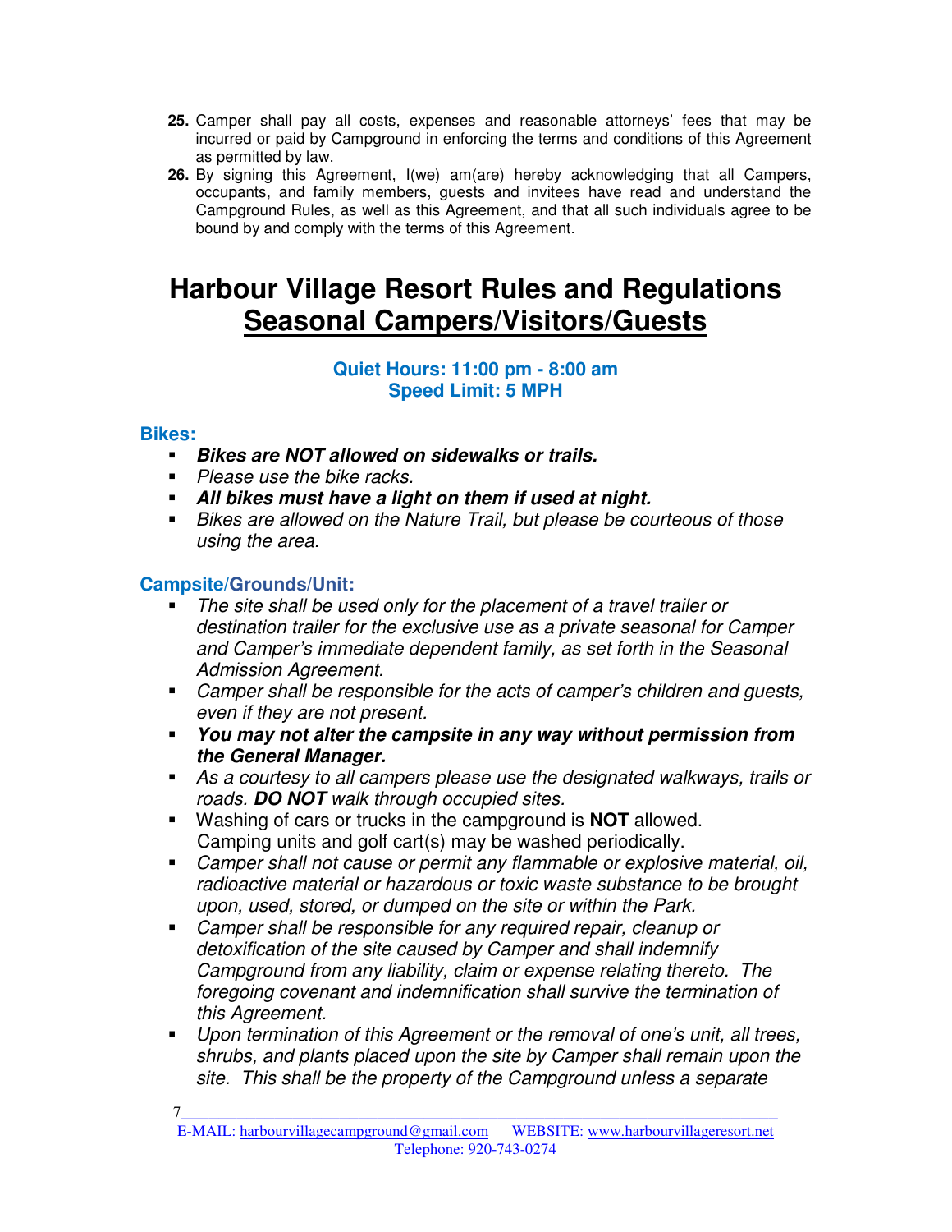25. Camper shall pay all costs, expenses and reasonable attorneys' fees that may be incurred or paid by Campground in enforcing the terms and conditions of this Agreement as permitted by law.
26. By signing this Agreement, I(we) am(are) hereby acknowledging that all Campers, occupants, and family members, guests and invitees have read and understand the Campground Rules, as well as this Agreement, and that all such individuals agree to be bound by and comply with the terms of this Agreement.

# Harbour Village Resort Rules and Regulations Seasonal Campers/Visitors/Guests

**Quiet Hours: 11:00 pm - 8:00 am**
**Speed Limit: 5 MPH**

### Bikes:

- ***Bikes are NOT allowed on sidewalks or trails.***
- *Please use the bike racks.*
- ***All bikes must have a light on them if used at night.***
- *Bikes are allowed on the Nature Trail, but please be courteous of those using the area.*

### Campsite/Grounds/Unit:

- *The site shall be used only for the placement of a travel trailer or destination trailer for the exclusive use as a private seasonal for Camper and Camper's immediate dependent family, as set forth in the Seasonal Admission Agreement.*
- *Camper shall be responsible for the acts of camper's children and guests, even if they are not present.*
- ***You may not alter the campsite in any way without permission from the General Manager.***
- *As a courtesy to all campers please use the designated walkways, trails or roads.* ***DO NOT*** *walk through occupied sites.*
- Washing of cars or trucks in the campground is **NOT** allowed. Camping units and golf cart(s) may be washed periodically.
- *Camper shall not cause or permit any flammable or explosive material, oil, radioactive material or hazardous or toxic waste substance to be brought upon, used, stored, or dumped on the site or within the Park.*
- *Camper shall be responsible for any required repair, cleanup or detoxification of the site caused by Camper and shall indemnify Campground from any liability, claim or expense relating thereto. The foregoing covenant and indemnification shall survive the termination of this Agreement.*
- *Upon termination of this Agreement or the removal of one's unit, all trees, shrubs, and plants placed upon the site by Camper shall remain upon the site. This shall be the property of the Campground unless a separate*

E-MAIL: harbourvillagecampground@gmail.com WEBSITE: www.harbourvillageresort.net
Telephone: 920-743-0274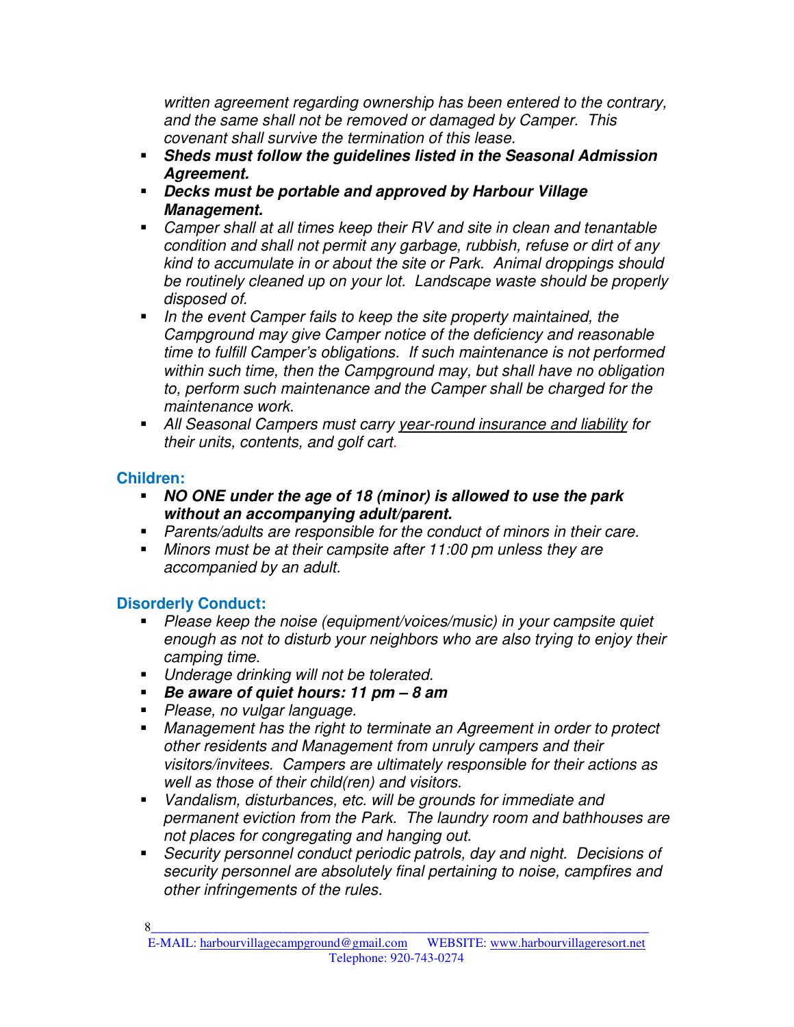*written agreement regarding ownership has been entered to the contrary, and the same shall not be removed or damaged by Camper. This covenant shall survive the termination of this lease.*

- ***Sheds must follow the guidelines listed in the Seasonal Admission Agreement.***
- ***Decks must be portable and approved by Harbour Village Management.***
- *Camper shall at all times keep their RV and site in clean and tenantable condition and shall not permit any garbage, rubbish, refuse or dirt of any kind to accumulate in or about the site or Park. Animal droppings should be routinely cleaned up on your lot. Landscape waste should be properly disposed of.*
- *In the event Camper fails to keep the site property maintained, the Campground may give Camper notice of the deficiency and reasonable time to fulfill Camper's obligations. If such maintenance is not performed within such time, then the Campground may, but shall have no obligation to, perform such maintenance and the Camper shall be charged for the maintenance work.*
- *All Seasonal Campers must carry year-round insurance and liability for their units, contents, and golf cart.*

## Children:

- ***NO ONE under the age of 18 (minor) is allowed to use the park without an accompanying adult/parent.***
- *Parents/adults are responsible for the conduct of minors in their care.*
- *Minors must be at their campsite after 11:00 pm unless they are accompanied by an adult.*

## Disorderly Conduct:

- *Please keep the noise (equipment/voices/music) in your campsite quiet enough as not to disturb your neighbors who are also trying to enjoy their camping time.*
- *Underage drinking will not be tolerated.*
- ***Be aware of quiet hours: 11 pm – 8 am***
- *Please, no vulgar language.*
- *Management has the right to terminate an Agreement in order to protect other residents and Management from unruly campers and their visitors/invitees. Campers are ultimately responsible for their actions as well as those of their child(ren) and visitors.*
- *Vandalism, disturbances, etc. will be grounds for immediate and permanent eviction from the Park. The laundry room and bathhouses are not places for congregating and hanging out.*
- *Security personnel conduct periodic patrols, day and night. Decisions of security personnel are absolutely final pertaining to noise, campfires and other infringements of the rules.*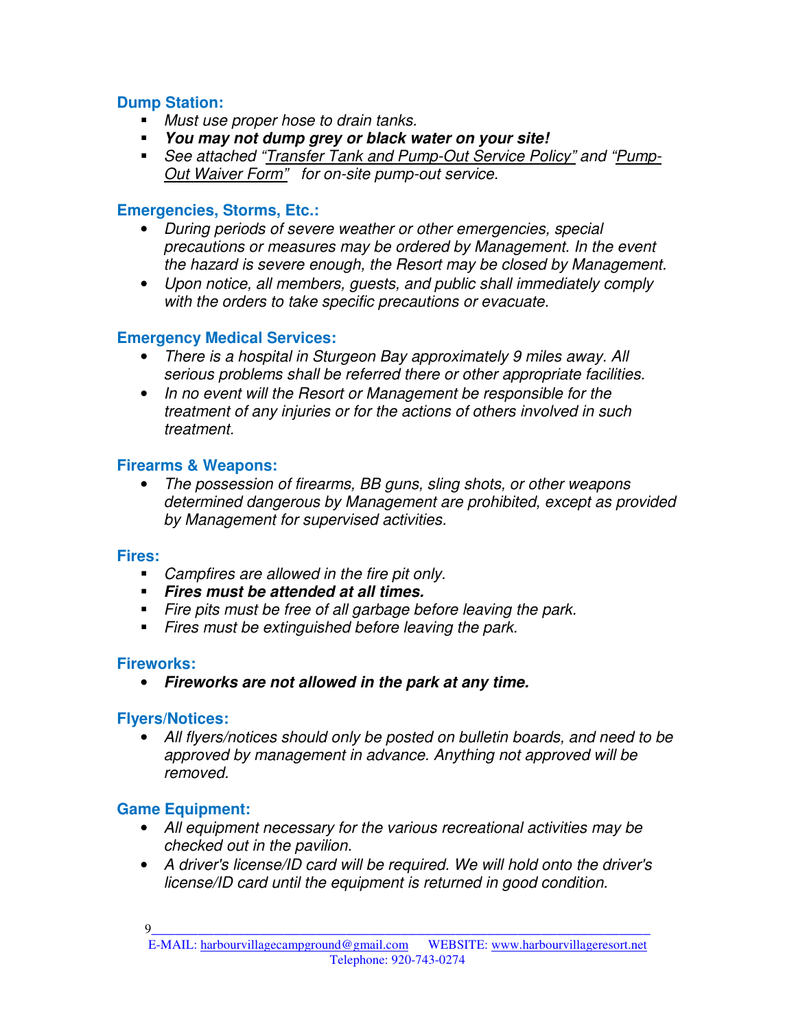### Dump Station:

- *Must use proper hose to drain tanks.*
- ***You may not dump grey or black water on your site!***
- *See attached "Transfer Tank and Pump-Out Service Policy" and "Pump-Out Waiver Form" for on-site pump-out service.*

### Emergencies, Storms, Etc.:

- *During periods of severe weather or other emergencies, special precautions or measures may be ordered by Management. In the event the hazard is severe enough, the Resort may be closed by Management.*
- *Upon notice, all members, guests, and public shall immediately comply with the orders to take specific precautions or evacuate.*

### Emergency Medical Services:

- *There is a hospital in Sturgeon Bay approximately 9 miles away. All serious problems shall be referred there or other appropriate facilities.*
- *In no event will the Resort or Management be responsible for the treatment of any injuries or for the actions of others involved in such treatment.*

### Firearms & Weapons:

- *The possession of firearms, BB guns, sling shots, or other weapons determined dangerous by Management are prohibited, except as provided by Management for supervised activities.*

### Fires:

- *Campfires are allowed in the fire pit only.*
- ***Fires must be attended at all times.***
- *Fire pits must be free of all garbage before leaving the park.*
- *Fires must be extinguished before leaving the park.*

### Fireworks:

- ***Fireworks are not allowed in the park at any time.***

### Flyers/Notices:

- *All flyers/notices should only be posted on bulletin boards, and need to be approved by management in advance. Anything not approved will be removed.*

### Game Equipment:

- *All equipment necessary for the various recreational activities may be checked out in the pavilion.*
- *A driver's license/ID card will be required. We will hold onto the driver's license/ID card until the equipment is returned in good condition.*

E-MAIL: harbourvillagecampground@gmail.com WEBSITE: www.harbourvillageresort.net
Telephone: 920-743-0274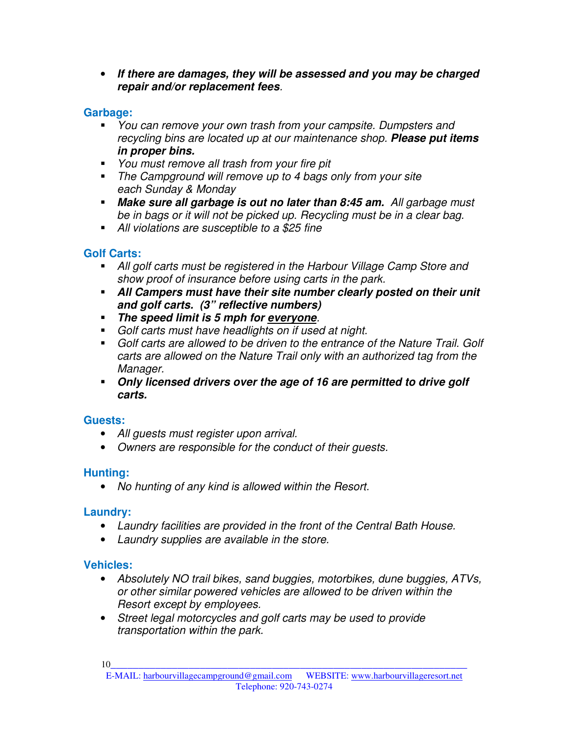- ***If there are damages, they will be assessed and you may be charged repair and/or replacement fees***.

## Garbage:

- *You can remove your own trash from your campsite. Dumpsters and recycling bins are located up at our maintenance shop.* ***Please put items in proper bins.***
- *You must remove all trash from your fire pit*
- *The Campground will remove up to 4 bags only from your site each Sunday & Monday*
- ***Make sure all garbage is out no later than 8:45 am.*** *All garbage must be in bags or it will not be picked up. Recycling must be in a clear bag.*
- *All violations are susceptible to a $25 fine*

## Golf Carts:

- *All golf carts must be registered in the Harbour Village Camp Store and show proof of insurance before using carts in the park.*
- ***All Campers must have their site number clearly posted on their unit and golf carts. (3" reflective numbers)***
- ***The speed limit is 5 mph for <u>everyone</u>***.
- *Golf carts must have headlights on if used at night.*
- *Golf carts are allowed to be driven to the entrance of the Nature Trail. Golf carts are allowed on the Nature Trail only with an authorized tag from the Manager.*
- ***Only licensed drivers over the age of 16 are permitted to drive golf carts.***

## Guests:

- *All guests must register upon arrival.*
- *Owners are responsible for the conduct of their guests.*

## Hunting:

- *No hunting of any kind is allowed within the Resort.*

## Laundry:

- *Laundry facilities are provided in the front of the Central Bath House.*
- *Laundry supplies are available in the store.*

## Vehicles:

- *Absolutely NO trail bikes, sand buggies, motorbikes, dune buggies, ATVs, or other similar powered vehicles are allowed to be driven within the Resort except by employees.*
- *Street legal motorcycles and golf carts may be used to provide transportation within the park.*

E-MAIL: harbourvillagecampground@gmail.com WEBSITE: www.harbourvillageresort.net
Telephone: 920-743-0274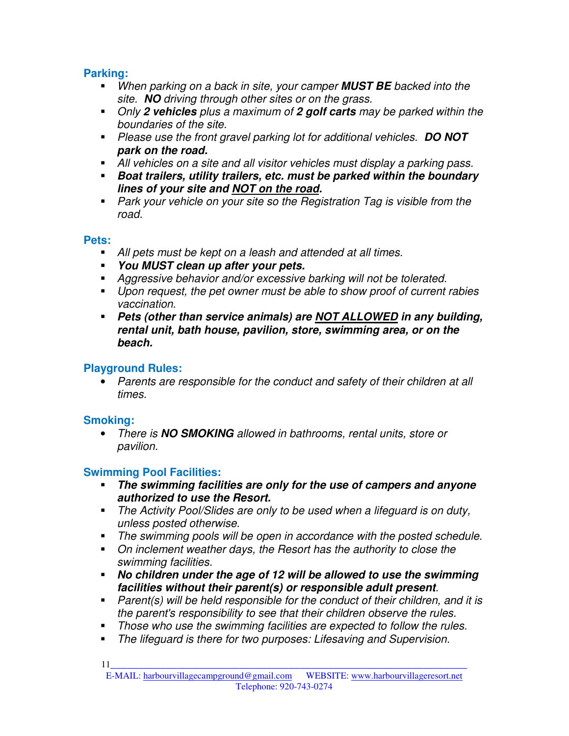### Parking:

- *When parking on a back in site, your camper **MUST BE** backed into the site. **NO** driving through other sites or on the grass.*
- *Only **2 vehicles** plus a maximum of **2 golf carts** may be parked within the boundaries of the site.*
- *Please use the front gravel parking lot for additional vehicles. **DO NOT park on the road.***
- *All vehicles on a site and all visitor vehicles must display a parking pass.*
- ***Boat trailers, utility trailers, etc. must be parked within the boundary lines of your site and <u>NOT on the road</u>.***
- *Park your vehicle on your site so the Registration Tag is visible from the road.*

### Pets:

- *All pets must be kept on a leash and attended at all times.*
- ***You MUST clean up after your pets.***
- *Aggressive behavior and/or excessive barking will not be tolerated.*
- *Upon request, the pet owner must be able to show proof of current rabies vaccination.*
- ***Pets (other than service animals) are <u>NOT ALLOWED</u> in any building, rental unit, bath house, pavilion, store, swimming area, or on the beach.***

### Playground Rules:

- *Parents are responsible for the conduct and safety of their children at all times.*

### Smoking:

- *There is **NO SMOKING** allowed in bathrooms, rental units, store or pavilion.*

### Swimming Pool Facilities:

- ***The swimming facilities are only for the use of campers and anyone authorized to use the Resort.***
- *The Activity Pool/Slides are only to be used when a lifeguard is on duty, unless posted otherwise.*
- *The swimming pools will be open in accordance with the posted schedule.*
- *On inclement weather days, the Resort has the authority to close the swimming facilities.*
- ***No children under the age of 12 will be allowed to use the swimming facilities without their parent(s) or responsible adult present**.*
- *Parent(s) will be held responsible for the conduct of their children, and it is the parent's responsibility to see that their children observe the rules.*
- *Those who use the swimming facilities are expected to follow the rules.*
- *The lifeguard is there for two purposes: Lifesaving and Supervision.*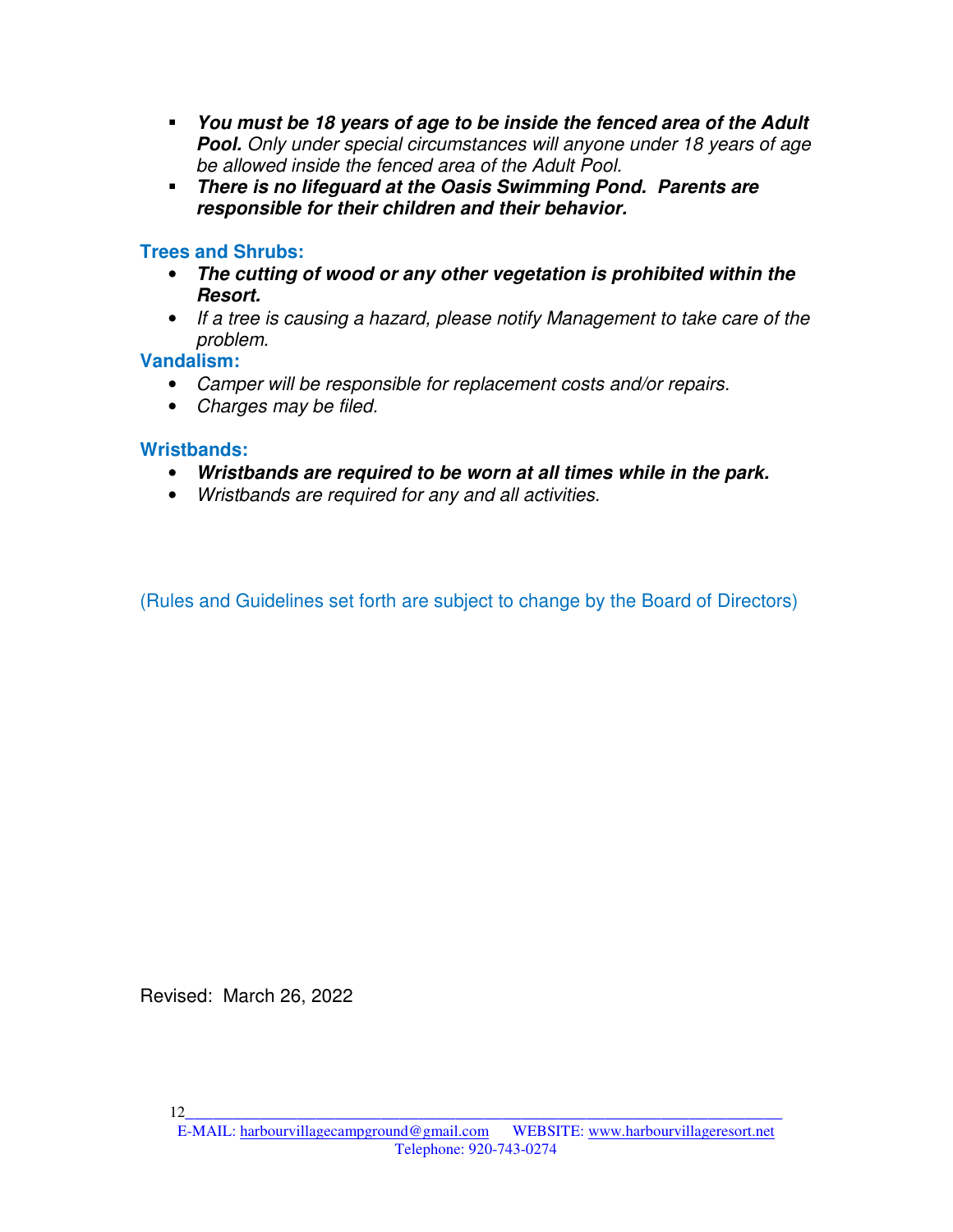- ***You must be 18 years of age to be inside the fenced area of the Adult Pool.*** *Only under special circumstances will anyone under 18 years of age be allowed inside the fenced area of the Adult Pool.*
- ***There is no lifeguard at the Oasis Swimming Pond. Parents are responsible for their children and their behavior.***

### Trees and Shrubs:

- ***The cutting of wood or any other vegetation is prohibited within the Resort.***
- *If a tree is causing a hazard, please notify Management to take care of the problem.*

### Vandalism:

- *Camper will be responsible for replacement costs and/or repairs.*
- *Charges may be filed.*

### Wristbands:

- ***Wristbands are required to be worn at all times while in the park.***
- *Wristbands are required for any and all activities.*

(Rules and Guidelines set forth are subject to change by the Board of Directors)

Revised: March 26, 2022

E-MAIL: harbourvillagecampground@gmail.com WEBSITE: www.harbourvillageresort.net
Telephone: 920-743-0274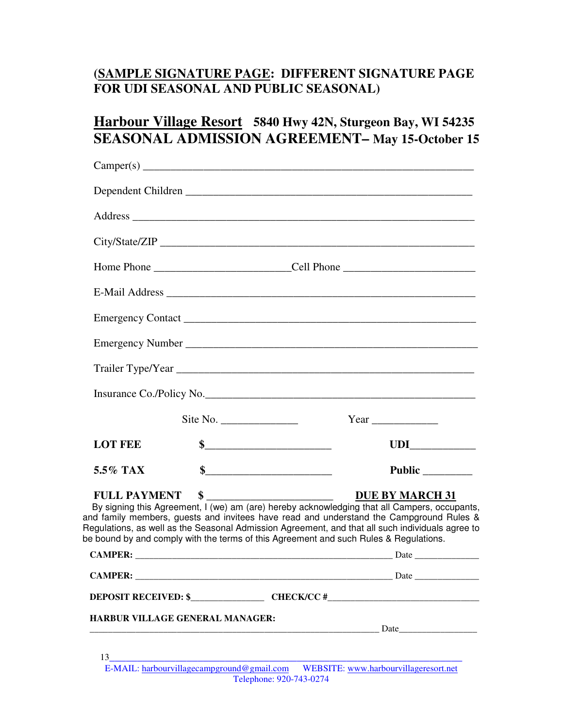**(SAMPLE SIGNATURE PAGE: DIFFERENT SIGNATURE PAGE FOR UDI SEASONAL AND PUBLIC SEASONAL)**

# Harbour Village Resort 5840 Hwy 42N, Sturgeon Bay, WI 54235

## SEASONAL ADMISSION AGREEMENT– May 15-October 15

Camper(s) ____________________________________________________________

Dependent Children ____________________________________________________

Address ______________________________________________________________

City/State/ZIP ________________________________________________________

Home Phone ________________________Cell Phone ________________________

E-Mail Address ________________________________________________________

Emergency Contact _____________________________________________________

Emergency Number ______________________________________________________

Trailer Type/Year _____________________________________________________

Insurance Co./Policy No.______________________________________________

Site No. ______________ Year ____________

**LOT FEE** **$**______________________ **UDI**____________

**5.5% TAX** **$**______________________ **Public** _________

**FULL PAYMENT** **$** ______________________ **DUE BY MARCH 31**

By signing this Agreement, I (we) am (are) hereby acknowledging that all Campers, occupants, and family members, guests and invitees have read and understand the Campground Rules & Regulations, as well as the Seasonal Admission Agreement, and that all such individuals agree to be bound by and comply with the terms of this Agreement and such Rules & Regulations.

**CAMPER:** ____________________________________________________ Date _____________

**CAMPER:** ____________________________________________________ Date _____________

**DEPOSIT RECEIVED: $**_______________ **CHECK/CC #**______________________________

**HARBUR VILLAGE GENERAL MANAGER:**

_______________________________________________________ Date________________

E-MAIL: harbourvillagecampground@gmail.com WEBSITE: www.harbourvillageresort.net
Telephone: 920-743-0274